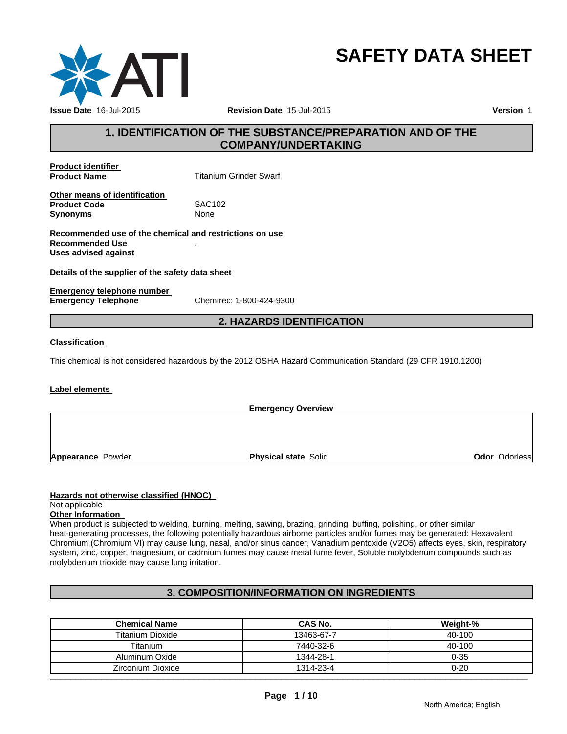# SAFETY DATA SHEET

**Issue Date** 16-Jul-2015 **Revision Date** 15-Jul-2015 **Version** 1

## 1. IDENTIFICATION OF THE SUBSTANCE/PREPARATION AND OF THE COMPANY/UNDERTAKING

**Product identifier**

**Product Name** Titanium Grinder Swarf

**Other means of identification**

**Product Code** SAC102

**Synonyms** None

**Recommended use of the chemical and restrictions on use**

**Recommended Use** .

**Uses advised against**

**Details of the supplier of the safety data sheet**

**Emergency telephone number**

**Emergency Telephone** Chemtrec: 1-800-424-9300

## 2. HAZARDS IDENTIFICATION

**Classification**

This chemical is not considered hazardous by the 2012 OSHA Hazard Communication Standard (29 CFR 1910.1200)

**Label elements**

**Emergency Overview**

**Appearance** Powder **Physical state** Solid **Odor** Odorless

**Hazards not otherwise classified (HNOC)**

Not applicable

**Other Information**

When product is subjected to welding, burning, melting, sawing, brazing, grinding, buffing, polishing, or other similar heat-generating processes, the following potentially hazardous airborne particles and/or fumes may be generated: Hexavalent Chromium (Chromium VI) may cause lung, nasal, and/or sinus cancer, Vanadium pentoxide ($V_2O_5$) affects eyes, skin, respiratory system, zinc, copper, magnesium, or cadmium fumes may cause metal fume fever, Soluble molybdenum compounds such as molybdenum trioxide may cause lung irritation.

## 3. COMPOSITION/INFORMATION ON INGREDIENTS

| Chemical Name | CAS No. | Weight-% |
|---|---|---|
| Titanium Dioxide | 13463-67-7 | 40-100 |
| Titanium | 7440-32-6 | 40-100 |
| Aluminum Oxide | 1344-28-1 | 0-35 |
| Zirconium Dioxide | 1314-23-4 | 0-20 |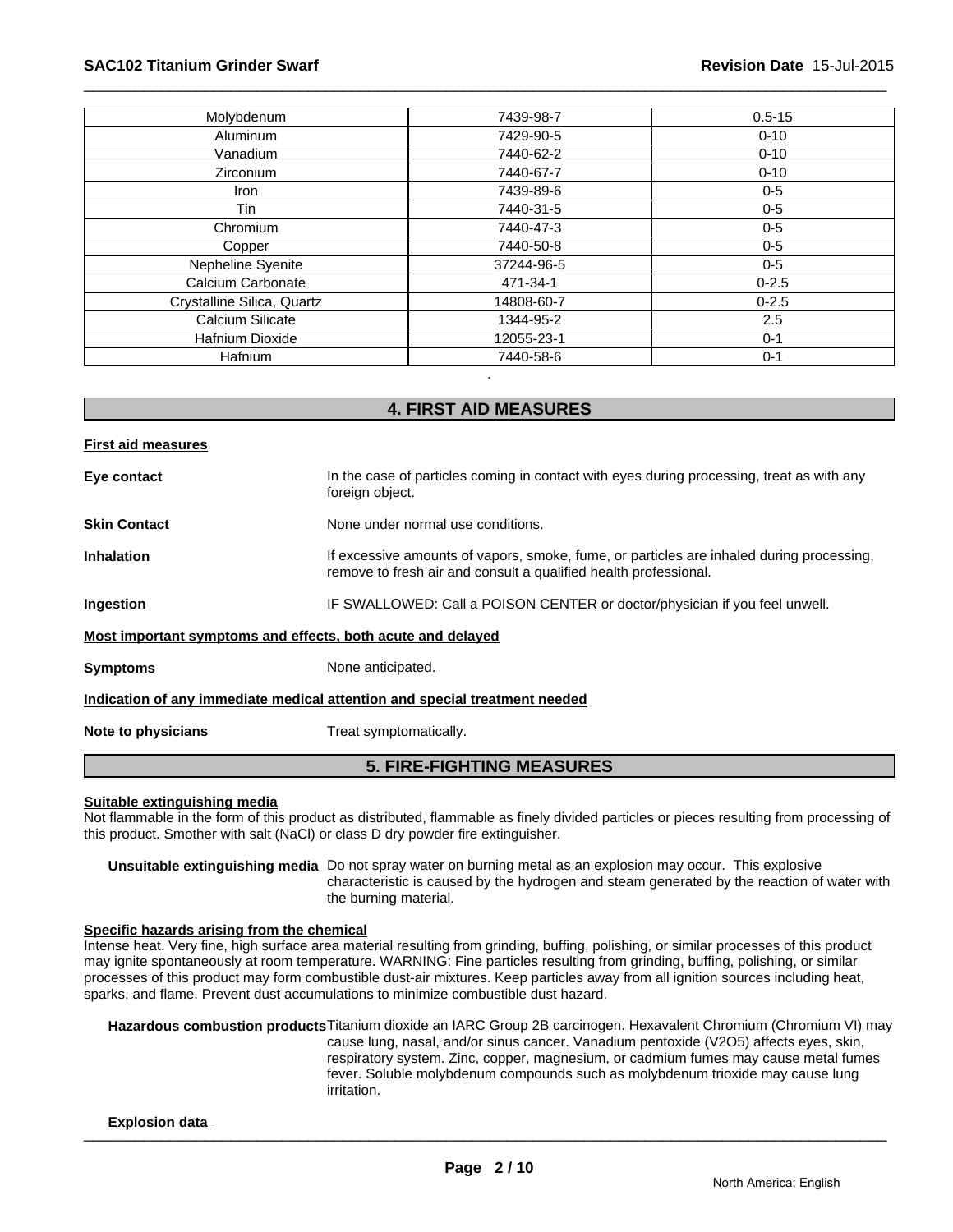| Molybdenum | 7439-98-7 | 0.5-15 |
|---|---|---|
| Aluminum | 7429-90-5 | 0-10 |
| Vanadium | 7440-62-2 | 0-10 |
| Zirconium | 7440-67-7 | 0-10 |
| Iron | 7439-89-6 | 0-5 |
| Tin | 7440-31-5 | 0-5 |
| Chromium | 7440-47-3 | 0-5 |
| Copper | 7440-50-8 | 0-5 |
| Nepheline Syenite | 37244-96-5 | 0-5 |
| Calcium Carbonate | 471-34-1 | 0-2.5 |
| Crystalline Silica, Quartz | 14808-60-7 | 0-2.5 |
| Calcium Silicate | 1344-95-2 | 2.5 |
| Hafnium Dioxide | 12055-23-1 | 0-1 |
| Hafnium | 7440-58-6 | 0-1 |

## 4. FIRST AID MEASURES

**First aid measures**

**Eye contact** In the case of particles coming in contact with eyes during processing, treat as with any foreign object.

**Skin Contact** None under normal use conditions.

**Inhalation** If excessive amounts of vapors, smoke, fume, or particles are inhaled during processing, remove to fresh air and consult a qualified health professional.

**Ingestion** IF SWALLOWED: Call a POISON CENTER or doctor/physician if you feel unwell.

**Most important symptoms and effects, both acute and delayed**

**Symptoms** None anticipated.

**Indication of any immediate medical attention and special treatment needed**

**Note to physicians** Treat symptomatically.

## 5. FIRE-FIGHTING MEASURES

**Suitable extinguishing media**

Not flammable in the form of this product as distributed, flammable as finely divided particles or pieces resulting from processing of this product. Smother with salt (NaCl) or class D dry powder fire extinguisher.

**Unsuitable extinguishing media** Do not spray water on burning metal as an explosion may occur. This explosive characteristic is caused by the hydrogen and steam generated by the reaction of water with the burning material.

**Specific hazards arising from the chemical**

Intense heat. Very fine, high surface area material resulting from grinding, buffing, polishing, or similar processes of this product may ignite spontaneously at room temperature. WARNING: Fine particles resulting from grinding, buffing, polishing, or similar processes of this product may form combustible dust-air mixtures. Keep particles away from all ignition sources including heat, sparks, and flame. Prevent dust accumulations to minimize combustible dust hazard.

**Hazardous combustion products** Titanium dioxide an IARC Group 2B carcinogen. Hexavalent Chromium (Chromium VI) may cause lung, nasal, and/or sinus cancer. Vanadium pentoxide ($V_2O_5$) affects eyes, skin, respiratory system. Zinc, copper, magnesium, or cadmium fumes may cause metal fumes fever. Soluble molybdenum compounds such as molybdenum trioxide may cause lung irritation.

**Explosion data**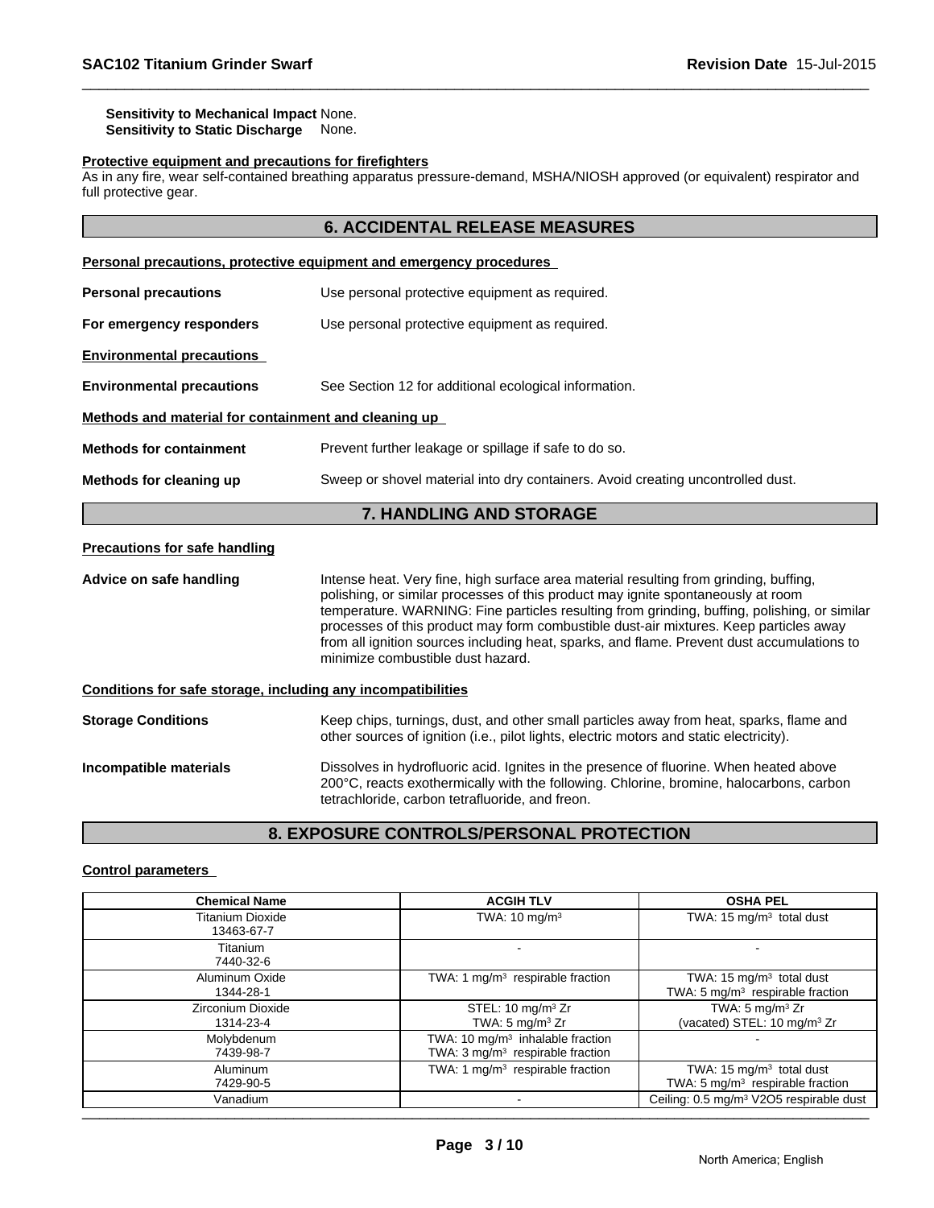**Sensitivity to Mechanical Impact** None.
**Sensitivity to Static Discharge** None.

**Protective equipment and precautions for firefighters**
As in any fire, wear self-contained breathing apparatus pressure-demand, MSHA/NIOSH approved (or equivalent) respirator and full protective gear.

## 6. ACCIDENTAL RELEASE MEASURES

**Personal precautions, protective equipment and emergency procedures**

**Personal precautions** Use personal protective equipment as required.

**For emergency responders** Use personal protective equipment as required.

**Environmental precautions**

**Environmental precautions** See Section 12 for additional ecological information.

**Methods and material for containment and cleaning up**

**Methods for containment** Prevent further leakage or spillage if safe to do so.

**Methods for cleaning up** Sweep or shovel material into dry containers. Avoid creating uncontrolled dust.

## 7. HANDLING AND STORAGE

**Precautions for safe handling**

**Advice on safe handling** Intense heat. Very fine, high surface area material resulting from grinding, buffing, polishing, or similar processes of this product may ignite spontaneously at room temperature. WARNING: Fine particles resulting from grinding, buffing, polishing, or similar processes of this product may form combustible dust-air mixtures. Keep particles away from all ignition sources including heat, sparks, and flame. Prevent dust accumulations to minimize combustible dust hazard.

**Conditions for safe storage, including any incompatibilities**

**Storage Conditions** Keep chips, turnings, dust, and other small particles away from heat, sparks, flame and other sources of ignition (i.e., pilot lights, electric motors and static electricity).

**Incompatible materials** Dissolves in hydrofluoric acid. Ignites in the presence of fluorine. When heated above 200°C, reacts exothermically with the following. Chlorine, bromine, halocarbons, carbon tetrachloride, carbon tetrafluoride, and freon.

## 8. EXPOSURE CONTROLS/PERSONAL PROTECTION

**Control parameters**

| Chemical Name | ACGIH TLV | OSHA PEL |
|---|---|---|
| Titanium Dioxide 13463-67-7 | TWA: 10 mg/m$^3$ | TWA: 15 mg/m$^3$ total dust |
| Titanium 7440-32-6 | - | - |
| Aluminum Oxide 1344-28-1 | TWA: 1 mg/m$^3$ respirable fraction | TWA: 15 mg/m$^3$ total dust<br>TWA: 5 mg/m$^3$ respirable fraction |
| Zirconium Dioxide 1314-23-4 | STEL: 10 mg/m$^3$ Zr<br>TWA: 5 mg/m$^3$ Zr | TWA: 5 mg/m$^3$ Zr<br>(vacated) STEL: 10 mg/m$^3$ Zr |
| Molybdenum 7439-98-7 | TWA: 10 mg/m$^3$ inhalable fraction<br>TWA: 3 mg/m$^3$ respirable fraction | - |
| Aluminum 7429-90-5 | TWA: 1 mg/m$^3$ respirable fraction | TWA: 15 mg/m$^3$ total dust<br>TWA: 5 mg/m$^3$ respirable fraction |
| Vanadium | - | Ceiling: 0.5 mg/m$^3$ V2O5 respirable dust |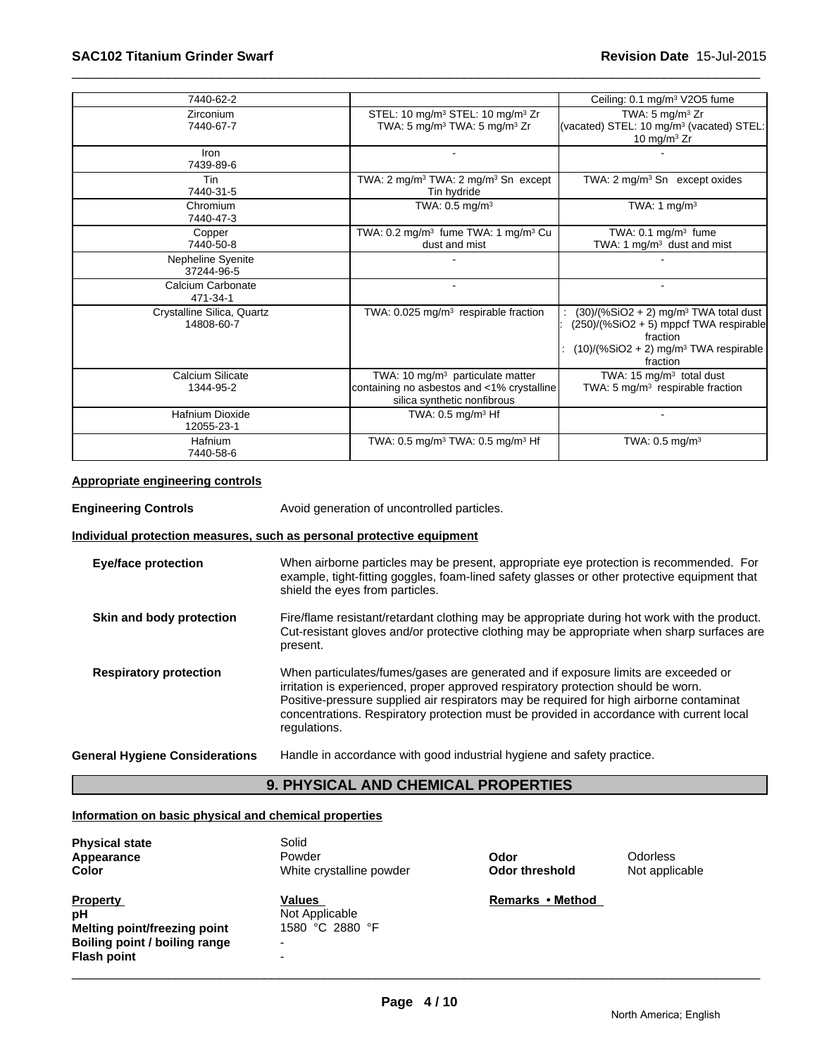| | | |
|---|---|---|
| 7440-62-2 | | Ceiling: 0.1 mg/m³ V2O5 fume |
| Zirconium<br>7440-67-7 | STEL: 10 mg/m³ STEL: 10 mg/m³ Zr<br>TWA: 5 mg/m³ TWA: 5 mg/m³ Zr | TWA: 5 mg/m³ Zr<br>(vacated) STEL: 10 mg/m³ (vacated) STEL: 10 mg/m³ Zr |
| Iron<br>7439-89-6 | - | - |
| Tin<br>7440-31-5 | TWA: 2 mg/m³ TWA: 2 mg/m³ Sn except Tin hydride | TWA: 2 mg/m³ Sn except oxides |
| Chromium<br>7440-47-3 | TWA: 0.5 mg/m³ | TWA: 1 mg/m³ |
| Copper<br>7440-50-8 | TWA: 0.2 mg/m³ fume TWA: 1 mg/m³ Cu dust and mist | TWA: 0.1 mg/m³ fume<br>TWA: 1 mg/m³ dust and mist |
| Nepheline Syenite<br>37244-96-5 | - | - |
| Calcium Carbonate<br>471-34-1 | - | - |
| Crystalline Silica, Quartz<br>14808-60-7 | TWA: 0.025 mg/m³ respirable fraction | : (30)/(%SiO2 + 2) mg/m³ TWA total dust<br>: (250)/(%SiO2 + 5) mppcf TWA respirable fraction<br>: (10)/(%SiO2 + 2) mg/m³ TWA respirable fraction |
| Calcium Silicate<br>1344-95-2 | TWA: 10 mg/m³ particulate matter containing no asbestos and <1% crystalline silica synthetic nonfibrous | TWA: 15 mg/m³ total dust<br>TWA: 5 mg/m³ respirable fraction |
| Hafnium Dioxide<br>12055-23-1 | TWA: 0.5 mg/m³ Hf | - |
| Hafnium<br>7440-58-6 | TWA: 0.5 mg/m³ TWA: 0.5 mg/m³ Hf | TWA: 0.5 mg/m³ |

**Appropriate engineering controls**

**Engineering Controls** Avoid generation of uncontrolled particles.

**Individual protection measures, such as personal protective equipment**

**Eye/face protection** When airborne particles may be present, appropriate eye protection is recommended. For example, tight-fitting goggles, foam-lined safety glasses or other protective equipment that shield the eyes from particles.

**Skin and body protection** Fire/flame resistant/retardant clothing may be appropriate during hot work with the product. Cut-resistant gloves and/or protective clothing may be appropriate when sharp surfaces are present.

**Respiratory protection** When particulates/fumes/gases are generated and if exposure limits are exceeded or irritation is experienced, proper approved respiratory protection should be worn. Positive-pressure supplied air respirators may be required for high airborne contaminat concentrations. Respiratory protection must be provided in accordance with current local regulations.

**General Hygiene Considerations** Handle in accordance with good industrial hygiene and safety practice.

## 9. PHYSICAL AND CHEMICAL PROPERTIES

**Information on basic physical and chemical properties**

| | | | |
|---|---|---|---|
| **Physical state** | Solid | | |
| **Appearance** | Powder | **Odor** | Odorless |
| **Color** | White crystalline powder | **Odor threshold** | Not applicable |

| **Property** | **Values** | **Remarks • Method** |
|---|---|---|
| **pH** | Not Applicable | |
| **Melting point/freezing point** | 1580 °C 2880 °F | |
| **Boiling point / boiling range** | - | |
| **Flash point** | - | |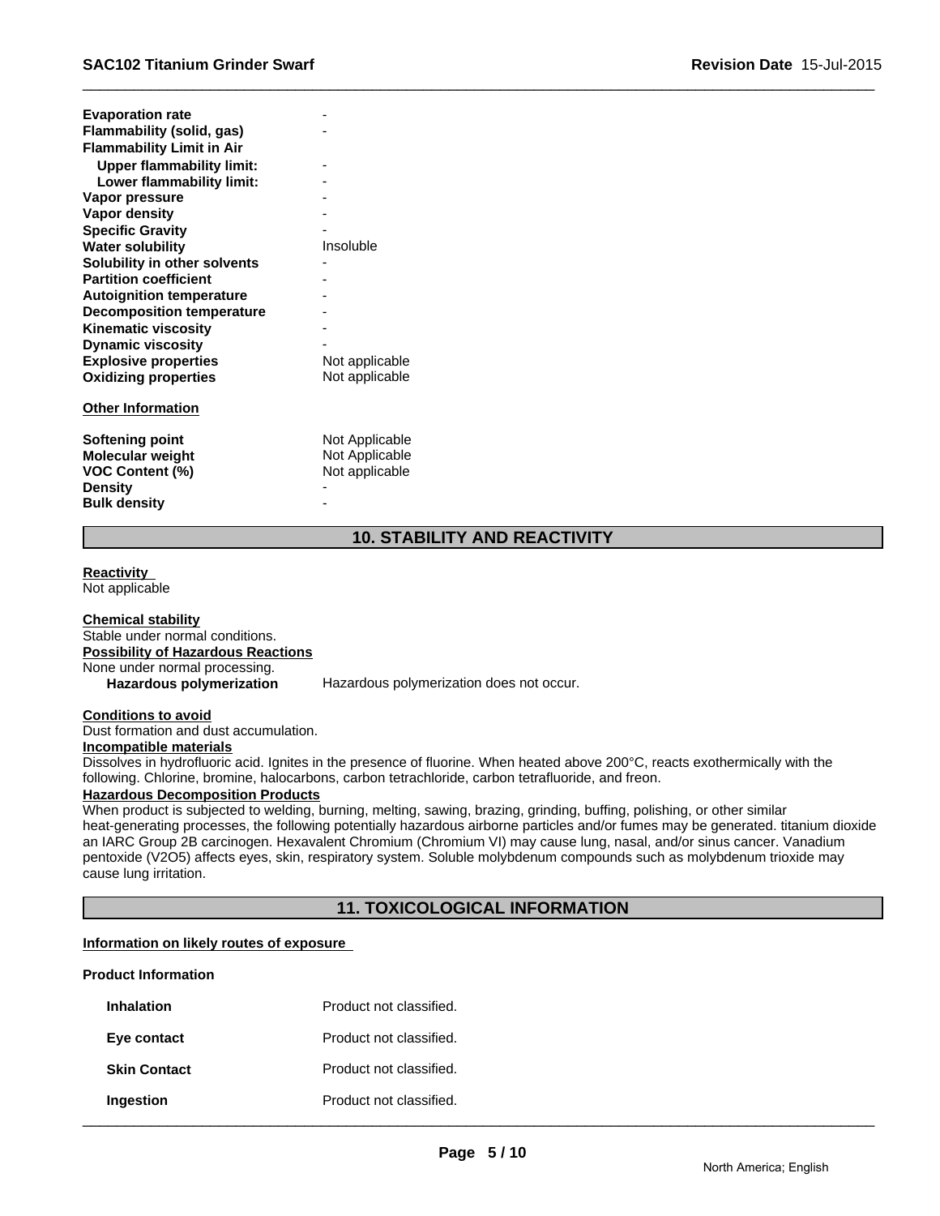| | |
|---|---|
| **Evaporation rate** | - |
| **Flammability (solid, gas)** | - |
| **Flammability Limit in Air** | |
| **Upper flammability limit:** | - |
| **Lower flammability limit:** | - |
| **Vapor pressure** | - |
| **Vapor density** | - |
| **Specific Gravity** | - |
| **Water solubility** | Insoluble |
| **Solubility in other solvents** | - |
| **Partition coefficient** | - |
| **Autoignition temperature** | - |
| **Decomposition temperature** | - |
| **Kinematic viscosity** | - |
| **Dynamic viscosity** | - |
| **Explosive properties** | Not applicable |
| **Oxidizing properties** | Not applicable |

**Other Information**

| | |
|---|---|
| **Softening point** | Not Applicable |
| **Molecular weight** | Not Applicable |
| **VOC Content (%)** | Not applicable |
| **Density** | - |
| **Bulk density** | - |

## 10. STABILITY AND REACTIVITY

**Reactivity**
Not applicable

**Chemical stability**
Stable under normal conditions.

**Possibility of Hazardous Reactions**
None under normal processing.

**Hazardous polymerization** Hazardous polymerization does not occur.

**Conditions to avoid**
Dust formation and dust accumulation.

**Incompatible materials**
Dissolves in hydrofluoric acid. Ignites in the presence of fluorine. When heated above 200°C, reacts exothermically with the following. Chlorine, bromine, halocarbons, carbon tetrachloride, carbon tetrafluoride, and freon.

**Hazardous Decomposition Products**
When product is subjected to welding, burning, melting, sawing, brazing, grinding, buffing, polishing, or other similar heat-generating processes, the following potentially hazardous airborne particles and/or fumes may be generated. titanium dioxide an IARC Group 2B carcinogen. Hexavalent Chromium (Chromium VI) may cause lung, nasal, and/or sinus cancer. Vanadium pentoxide ($V_2O_5$) affects eyes, skin, respiratory system. Soluble molybdenum compounds such as molybdenum trioxide may cause lung irritation.

## 11. TOXICOLOGICAL INFORMATION

**Information on likely routes of exposure**

**Product Information**

| | |
|---|---|
| **Inhalation** | Product not classified. |
| **Eye contact** | Product not classified. |
| **Skin Contact** | Product not classified. |
| **Ingestion** | Product not classified. |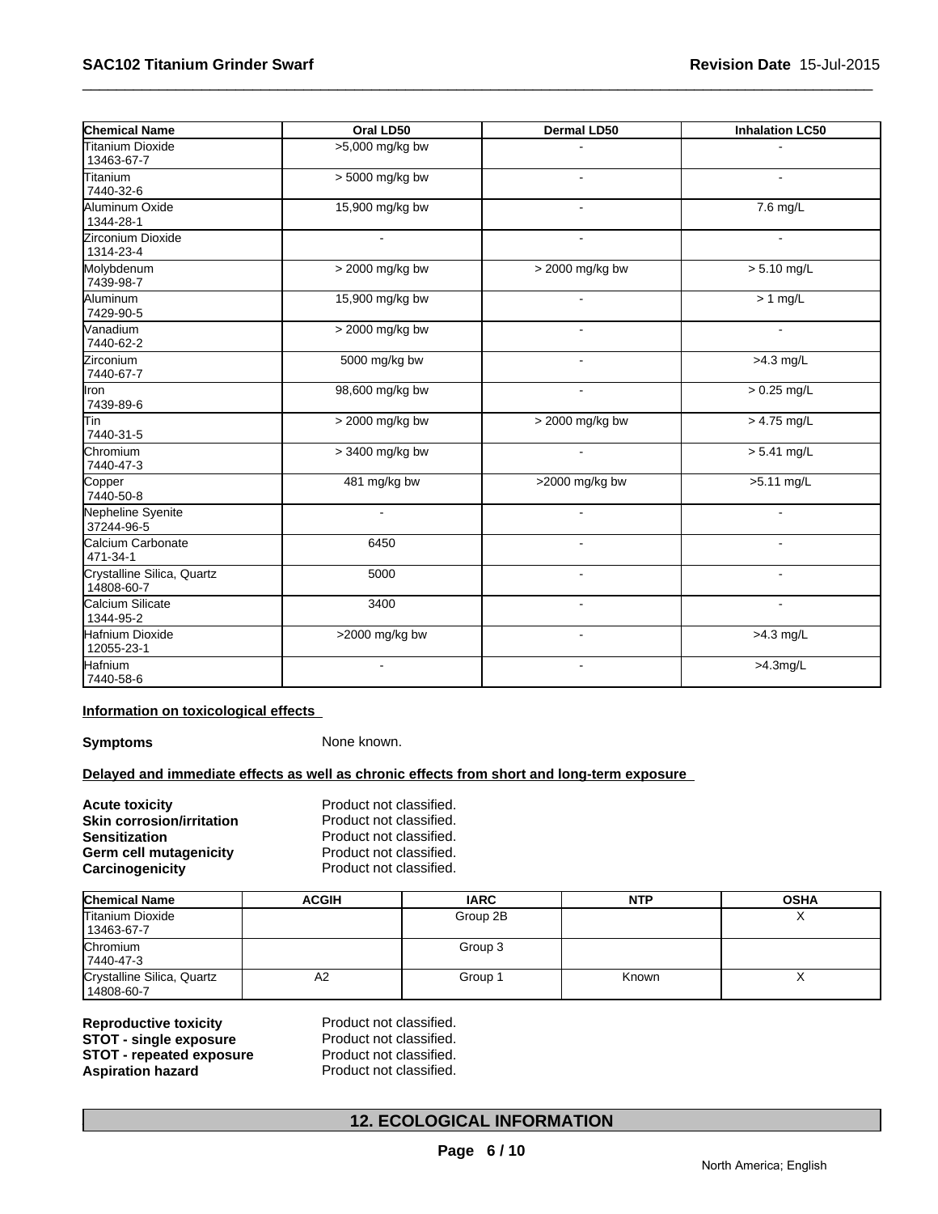| Chemical Name | Oral LD50 | Dermal LD50 | Inhalation LC50 |
|---|---|---|---|
| Titanium Dioxide 13463-67-7 | >5,000 mg/kg bw | - | - |
| Titanium 7440-32-6 | > 5000 mg/kg bw | - | - |
| Aluminum Oxide 1344-28-1 | 15,900 mg/kg bw | - | 7.6 mg/L |
| Zirconium Dioxide 1314-23-4 | - | - | - |
| Molybdenum 7439-98-7 | > 2000 mg/kg bw | > 2000 mg/kg bw | > 5.10 mg/L |
| Aluminum 7429-90-5 | 15,900 mg/kg bw | - | > 1 mg/L |
| Vanadium 7440-62-2 | > 2000 mg/kg bw | - | - |
| Zirconium 7440-67-7 | 5000 mg/kg bw | - | >4.3 mg/L |
| Iron 7439-89-6 | 98,600 mg/kg bw | - | > 0.25 mg/L |
| Tin 7440-31-5 | > 2000 mg/kg bw | > 2000 mg/kg bw | > 4.75 mg/L |
| Chromium 7440-47-3 | > 3400 mg/kg bw | - | > 5.41 mg/L |
| Copper 7440-50-8 | 481 mg/kg bw | >2000 mg/kg bw | >5.11 mg/L |
| Nepheline Syenite 37244-96-5 | - | - | - |
| Calcium Carbonate 471-34-1 | 6450 | - | - |
| Crystalline Silica, Quartz 14808-60-7 | 5000 | - | - |
| Calcium Silicate 1344-95-2 | 3400 | - | - |
| Hafnium Dioxide 12055-23-1 | >2000 mg/kg bw | - | >4.3 mg/L |
| Hafnium 7440-58-6 | - | - | >4.3mg/L |

**Information on toxicological effects**

**Symptoms** None known.

**Delayed and immediate effects as well as chronic effects from short and long-term exposure**

**Acute toxicity** Product not classified.
**Skin corrosion/irritation** Product not classified.
**Sensitization** Product not classified.
**Germ cell mutagenicity** Product not classified.
**Carcinogenicity** Product not classified.

| Chemical Name | ACGIH | IARC | NTP | OSHA |
|---|---|---|---|---|
| Titanium Dioxide 13463-67-7 | | Group 2B | | X |
| Chromium 7440-47-3 | | Group 3 | | |
| Crystalline Silica, Quartz 14808-60-7 | A2 | Group 1 | Known | X |

**Reproductive toxicity** Product not classified.
**STOT - single exposure** Product not classified.
**STOT - repeated exposure** Product not classified.
**Aspiration hazard** Product not classified.

## 12. ECOLOGICAL INFORMATION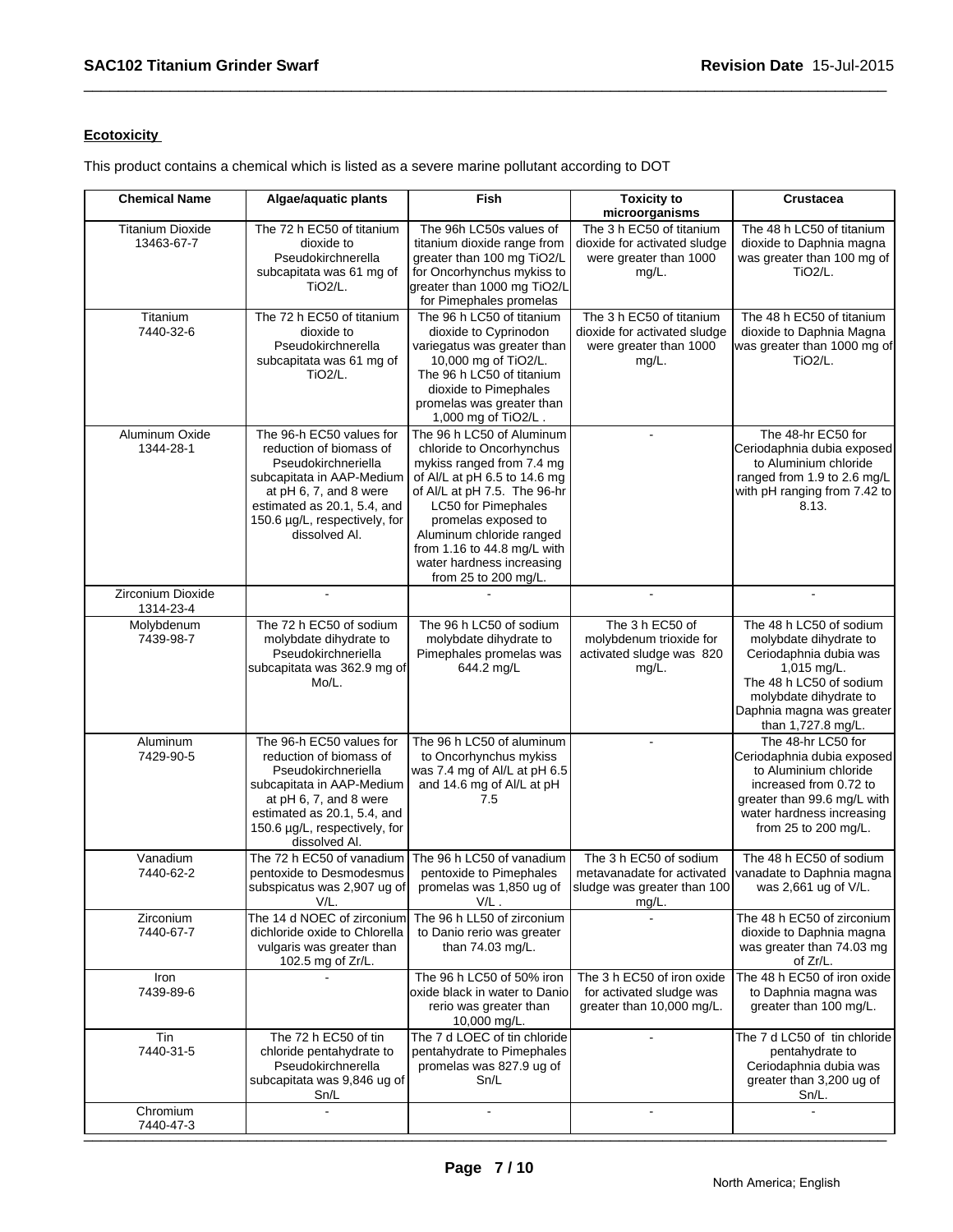**Ecotoxicity**

This product contains a chemical which is listed as a severe marine pollutant according to DOT

| Chemical Name | Algae/aquatic plants | Fish | Toxicity to microorganisms | Crustacea |
|---|---|---|---|---|
| Titanium Dioxide 13463-67-7 | The 72 h EC50 of titanium dioxide to Pseudokirchnerella subcapitata was 61 mg of TiO2/L. | The 96h LC50s values of titanium dioxide range from greater than 100 mg TiO2/L for Oncorhynchus mykiss to greater than 1000 mg TiO2/L for Pimephales promelas | The 3 h EC50 of titanium dioxide for activated sludge were greater than 1000 mg/L. | The 48 h LC50 of titanium dioxide to Daphnia magna was greater than 100 mg of TiO2/L. |
| Titanium 7440-32-6 | The 72 h EC50 of titanium dioxide to Pseudokirchnerella subcapitata was 61 mg of TiO2/L. | The 96 h LC50 of titanium dioxide to Cyprinodon variegatus was greater than 10,000 mg of TiO2/L. The 96 h LC50 of titanium dioxide to Pimephales promelas was greater than 1,000 mg of TiO2/L . | The 3 h EC50 of titanium dioxide for activated sludge were greater than 1000 mg/L. | The 48 h EC50 of titanium dioxide to Daphnia Magna was greater than 1000 mg of TiO2/L. |
| Aluminum Oxide 1344-28-1 | The 96-h EC50 values for reduction of biomass of Pseudokirchneriella subcapitata in AAP-Medium at pH 6, 7, and 8 were estimated as 20.1, 5.4, and 150.6 µg/L, respectively, for dissolved Al. | The 96 h LC50 of Aluminum chloride to Oncorhynchus mykiss ranged from 7.4 mg of Al/L at pH 6.5 to 14.6 mg of Al/L at pH 7.5. The 96-hr LC50 for Pimephales promelas exposed to Aluminum chloride ranged from 1.16 to 44.8 mg/L with water hardness increasing from 25 to 200 mg/L. | - | The 48-hr EC50 for Ceriodaphnia dubia exposed to Aluminium chloride ranged from 1.9 to 2.6 mg/L with pH ranging from 7.42 to 8.13. |
| Zirconium Dioxide 1314-23-4 | - | - | - | - |
| Molybdenum 7439-98-7 | The 72 h EC50 of sodium molybdate dihydrate to Pseudokirchneriella subcapitata was 362.9 mg of Mo/L. | The 96 h LC50 of sodium molybdate dihydrate to Pimephales promelas was 644.2 mg/L | The 3 h EC50 of molybdenum trioxide for activated sludge was 820 mg/L. | The 48 h LC50 of sodium molybdate dihydrate to Ceriodaphnia dubia was 1,015 mg/L. The 48 h LC50 of sodium molybdate dihydrate to Daphnia magna was greater than 1,727.8 mg/L. |
| Aluminum 7429-90-5 | The 96-h EC50 values for reduction of biomass of Pseudokirchneriella subcapitata in AAP-Medium at pH 6, 7, and 8 were estimated as 20.1, 5.4, and 150.6 µg/L, respectively, for dissolved Al. | The 96 h LC50 of aluminum to Oncorhynchus mykiss was 7.4 mg of Al/L at pH 6.5 and 14.6 mg of Al/L at pH 7.5 | - | The 48-hr LC50 for Ceriodaphnia dubia exposed to Aluminium chloride increased from 0.72 to greater than 99.6 mg/L with water hardness increasing from 25 to 200 mg/L. |
| Vanadium 7440-62-2 | The 72 h EC50 of vanadium pentoxide to Desmodesmus subspicatus was 2,907 ug of V/L. | The 96 h LC50 of vanadium pentoxide to Pimephales promelas was 1,850 ug of V/L . | The 3 h EC50 of sodium metavanadate for activated sludge was greater than 100 mg/L. | The 48 h EC50 of sodium vanadate to Daphnia magna was 2,661 ug of V/L. |
| Zirconium 7440-67-7 | The 14 d NOEC of zirconium dichloride oxide to Chlorella vulgaris was greater than 102.5 mg of Zr/L. | The 96 h LL50 of zirconium to Danio rerio was greater than 74.03 mg/L. | - | The 48 h EC50 of zirconium dioxide to Daphnia magna was greater than 74.03 mg of Zr/L. |
| Iron 7439-89-6 | - | The 96 h LC50 of 50% iron oxide black in water to Danio rerio was greater than 10,000 mg/L. | The 3 h EC50 of iron oxide for activated sludge was greater than 10,000 mg/L. | The 48 h EC50 of iron oxide to Daphnia magna was greater than 100 mg/L. |
| Tin 7440-31-5 | The 72 h EC50 of tin chloride pentahydrate to Pseudokirchnerella subcapitata was 9,846 ug of Sn/L | The 7 d LOEC of tin chloride pentahydrate to Pimephales promelas was 827.9 ug of Sn/L | - | The 7 d LC50 of tin chloride pentahydrate to Ceriodaphnia dubia was greater than 3,200 ug of Sn/L. |
| Chromium 7440-47-3 | - | - | - | - |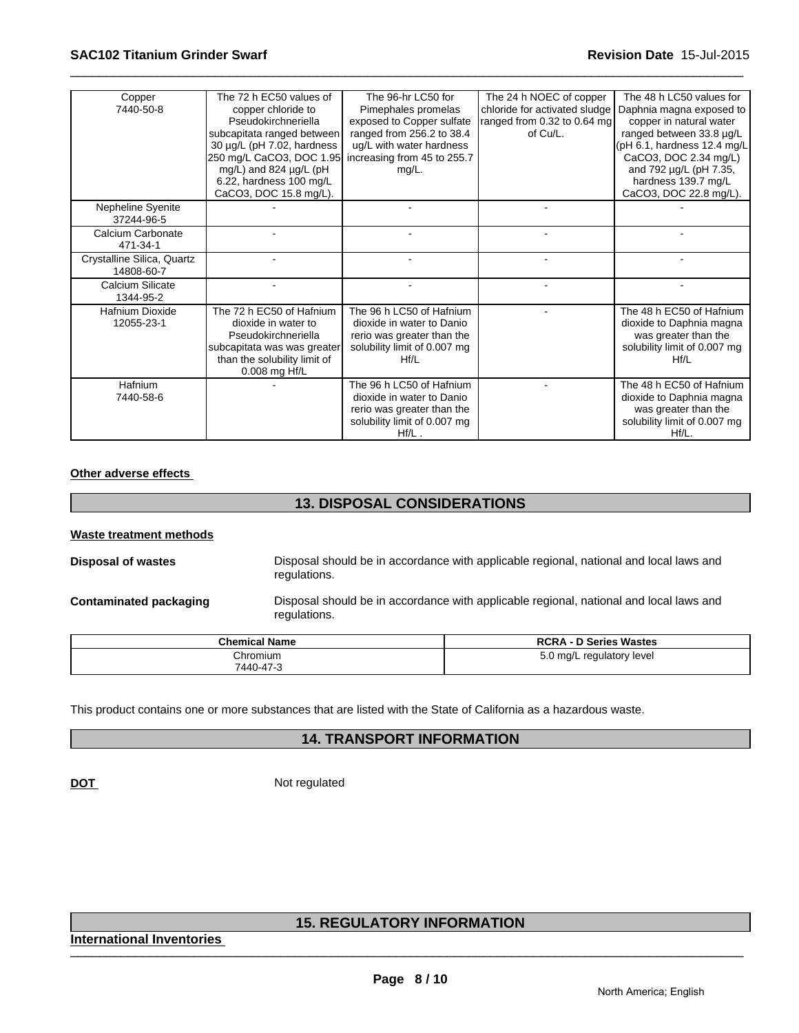| Copper<br>7440-50-8 | The 72 h EC50 values of copper chloride to Pseudokirchneriella subcapitata ranged between 30 µg/L (pH 7.02, hardness 250 mg/L CaCO3, DOC 1.95 mg/L) and 824 µg/L (pH 6.22, hardness 100 mg/L CaCO3, DOC 15.8 mg/L). | The 96-hr LC50 for Pimephales promelas exposed to Copper sulfate ranged from 256.2 to 38.4 ug/L with water hardness increasing from 45 to 255.7 mg/L. | The 24 h NOEC of copper chloride for activated sludge ranged from 0.32 to 0.64 mg of Cu/L. | The 48 h LC50 values for Daphnia magna exposed to copper in natural water ranged between 33.8 µg/L (pH 6.1, hardness 12.4 mg/L CaCO3, DOC 2.34 mg/L) and 792 µg/L (pH 7.35, hardness 139.7 mg/L CaCO3, DOC 22.8 mg/L). |
|---|---|---|---|---|
| Nepheline Syenite<br>37244-96-5 | - | - | - | - |
| Calcium Carbonate<br>471-34-1 | - | - | - | - |
| Crystalline Silica, Quartz<br>14808-60-7 | - | - | - | - |
| Calcium Silicate<br>1344-95-2 | - | - | - | - |
| Hafnium Dioxide<br>12055-23-1 | The 72 h EC50 of Hafnium dioxide in water to Pseudokirchneriella subcapitata was was greater than the solubility limit of 0.008 mg Hf/L | The 96 h LC50 of Hafnium dioxide in water to Danio rerio was greater than the solubility limit of 0.007 mg Hf/L | - | The 48 h EC50 of Hafnium dioxide to Daphnia magna was greater than the solubility limit of 0.007 mg Hf/L |
| Hafnium<br>7440-58-6 | - | The 96 h LC50 of Hafnium dioxide in water to Danio rerio was greater than the solubility limit of 0.007 mg Hf/L . | - | The 48 h EC50 of Hafnium dioxide to Daphnia magna was greater than the solubility limit of 0.007 mg Hf/L. |

**Other adverse effects**

## 13. DISPOSAL CONSIDERATIONS

**Waste treatment methods**

**Disposal of wastes** Disposal should be in accordance with applicable regional, national and local laws and regulations.

**Contaminated packaging** Disposal should be in accordance with applicable regional, national and local laws and regulations.

| Chemical Name | RCRA - D Series Wastes |
|---|---|
| Chromium<br>7440-47-3 | 5.0 mg/L regulatory level |

This product contains one or more substances that are listed with the State of California as a hazardous waste.

## 14. TRANSPORT INFORMATION

**DOT** Not regulated

## 15. REGULATORY INFORMATION

**International Inventories**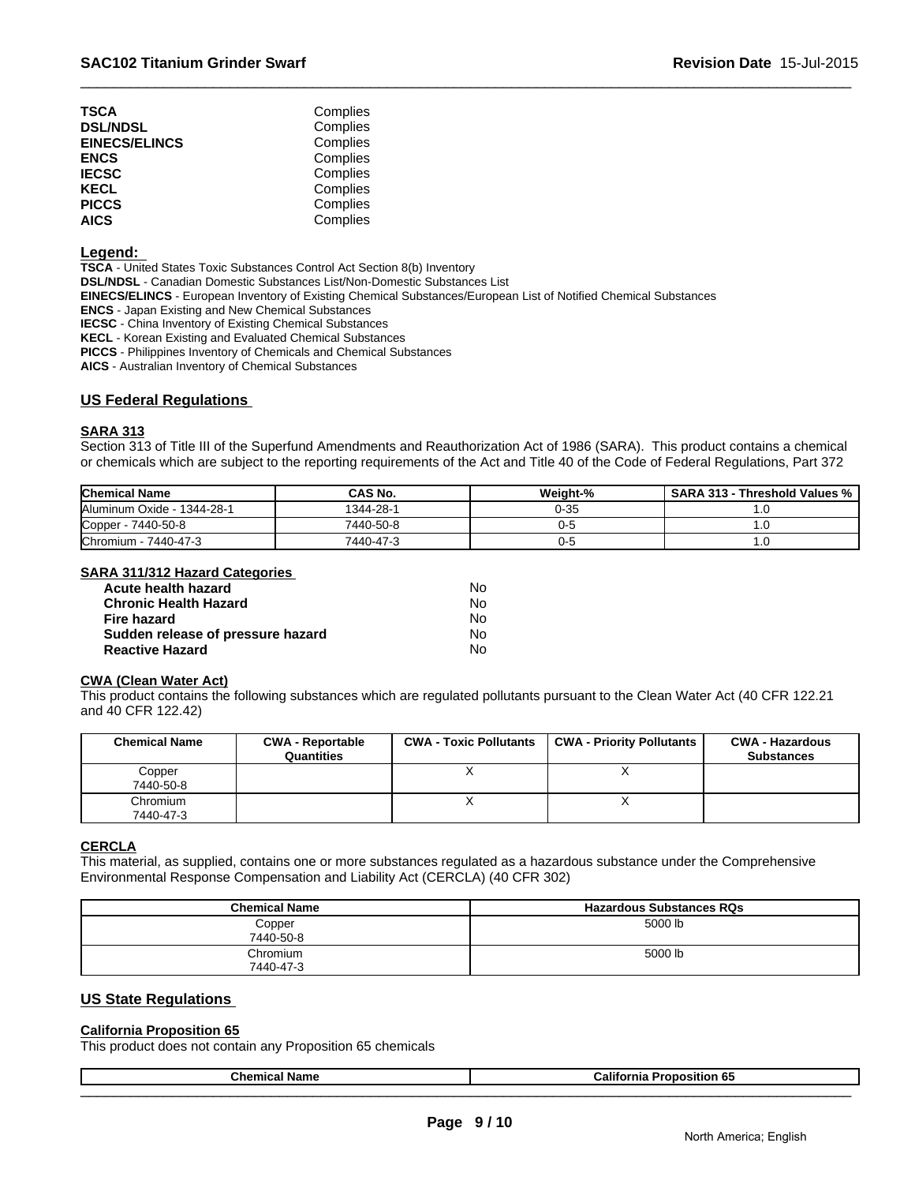| | |
|---|---|
| **TSCA** | Complies |
| **DSL/NDSL** | Complies |
| **EINECS/ELINCS** | Complies |
| **ENCS** | Complies |
| **IECSC** | Complies |
| **KECL** | Complies |
| **PICCS** | Complies |
| **AICS** | Complies |

**Legend:**

**TSCA** - United States Toxic Substances Control Act Section 8(b) Inventory
**DSL/NDSL** - Canadian Domestic Substances List/Non-Domestic Substances List
**EINECS/ELINCS** - European Inventory of Existing Chemical Substances/European List of Notified Chemical Substances
**ENCS** - Japan Existing and New Chemical Substances
**IECSC** - China Inventory of Existing Chemical Substances
**KECL** - Korean Existing and Evaluated Chemical Substances
**PICCS** - Philippines Inventory of Chemicals and Chemical Substances
**AICS** - Australian Inventory of Chemical Substances

## US Federal Regulations

### SARA 313

Section 313 of Title III of the Superfund Amendments and Reauthorization Act of 1986 (SARA). This product contains a chemical or chemicals which are subject to the reporting requirements of the Act and Title 40 of the Code of Federal Regulations, Part 372

| Chemical Name | CAS No. | Weight-% | SARA 313 - Threshold Values % |
|---|---|---|---|
| Aluminum Oxide - 1344-28-1 | 1344-28-1 | 0-35 | 1.0 |
| Copper - 7440-50-8 | 7440-50-8 | 0-5 | 1.0 |
| Chromium - 7440-47-3 | 7440-47-3 | 0-5 | 1.0 |

### SARA 311/312 Hazard Categories

| | |
|---|---|
| **Acute health hazard** | No |
| **Chronic Health Hazard** | No |
| **Fire hazard** | No |
| **Sudden release of pressure hazard** | No |
| **Reactive Hazard** | No |

### CWA (Clean Water Act)

This product contains the following substances which are regulated pollutants pursuant to the Clean Water Act (40 CFR 122.21 and 40 CFR 122.42)

| Chemical Name | CWA - Reportable Quantities | CWA - Toxic Pollutants | CWA - Priority Pollutants | CWA - Hazardous Substances |
|---|---|---|---|---|
| Copper 7440-50-8 | | X | X | |
| Chromium 7440-47-3 | | X | X | |

### CERCLA

This material, as supplied, contains one or more substances regulated as a hazardous substance under the Comprehensive Environmental Response Compensation and Liability Act (CERCLA) (40 CFR 302)

| Chemical Name | Hazardous Substances RQs |
|---|---|
| Copper 7440-50-8 | 5000 lb |
| Chromium 7440-47-3 | 5000 lb |

## US State Regulations

### California Proposition 65

This product does not contain any Proposition 65 chemicals

| Chemical Name | California Proposition 65 |
|---|---|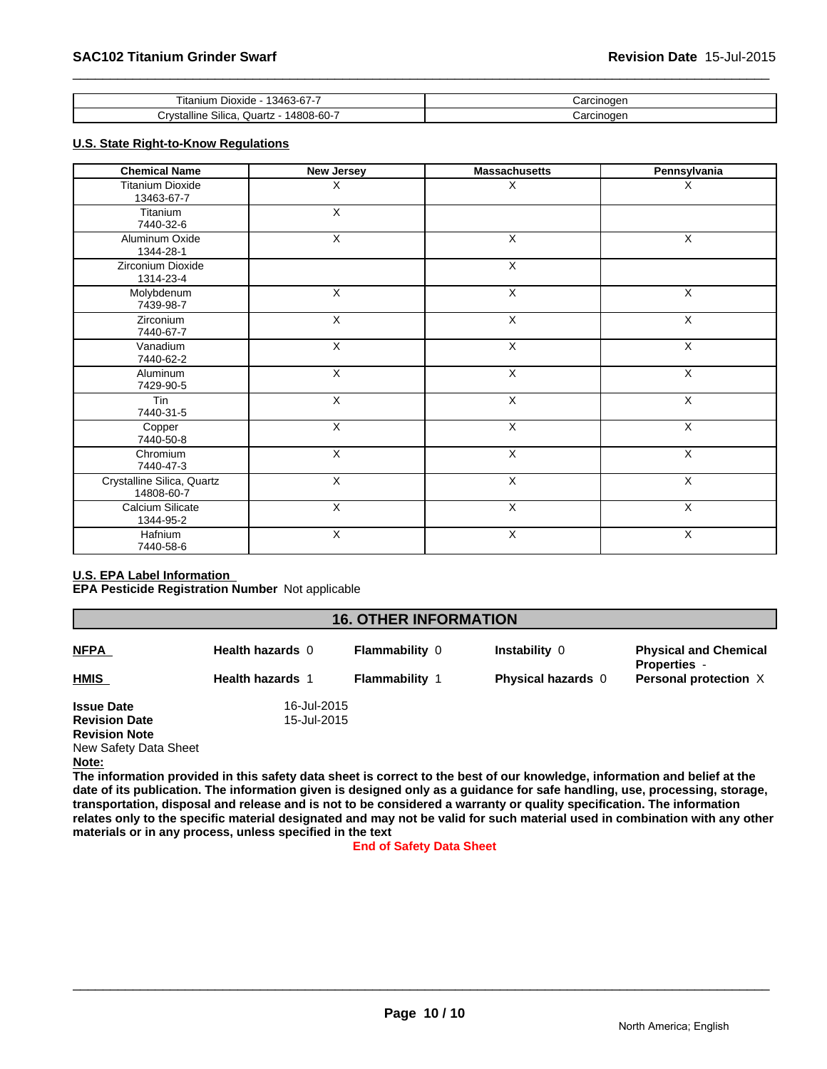| | |
|---|---|
| Titanium Dioxide - 13463-67-7 | Carcinogen |
| Crystalline Silica, Quartz - 14808-60-7 | Carcinogen |

**U.S. State Right-to-Know Regulations**

| Chemical Name | New Jersey | Massachusetts | Pennsylvania |
|---|---|---|---|
| Titanium Dioxide 13463-67-7 | X | X | X |
| Titanium 7440-32-6 | X | | |
| Aluminum Oxide 1344-28-1 | X | X | X |
| Zirconium Dioxide 1314-23-4 | | X | |
| Molybdenum 7439-98-7 | X | X | X |
| Zirconium 7440-67-7 | X | X | X |
| Vanadium 7440-62-2 | X | X | X |
| Aluminum 7429-90-5 | X | X | X |
| Tin 7440-31-5 | X | X | X |
| Copper 7440-50-8 | X | X | X |
| Chromium 7440-47-3 | X | X | X |
| Crystalline Silica, Quartz 14808-60-7 | X | X | X |
| Calcium Silicate 1344-95-2 | X | X | X |
| Hafnium 7440-58-6 | X | X | X |

**U.S. EPA Label Information**

**EPA Pesticide Registration Number** Not applicable

## 16. OTHER INFORMATION

| | | | | |
|---|---|---|---|---|
| **NFPA** | **Health hazards** 0 | **Flammability** 0 | **Instability** 0 | **Physical and Chemical Properties** - |
| **HMIS** | **Health hazards** 1 | **Flammability** 1 | **Physical hazards** 0 | **Personal protection** X |

**Issue Date** 16-Jul-2015
**Revision Date** 15-Jul-2015
**Revision Note**
New Safety Data Sheet

**Note:**

**The information provided in this safety data sheet is correct to the best of our knowledge, information and belief at the date of its publication. The information given is designed only as a guidance for safe handling, use, processing, storage, transportation, disposal and release and is not to be considered a warranty or quality specification. The information relates only to the specific material designated and may not be valid for such material used in combination with any other materials or in any process, unless specified in the text**

**End of Safety Data Sheet**